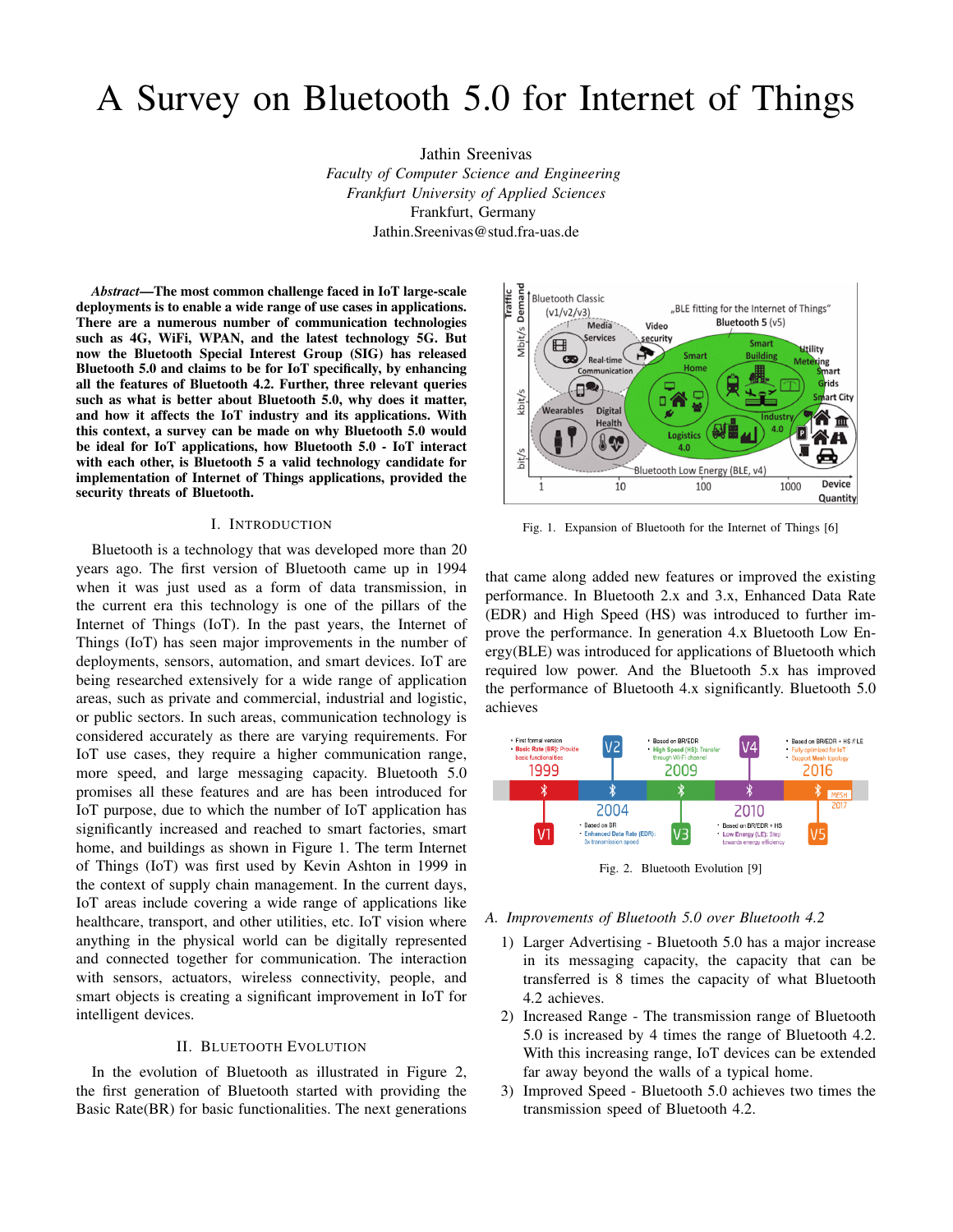# A Survey on Bluetooth 5.0 for Internet of Things

Jathin Sreenivas
*Faculty of Computer Science and Engineering*
*Frankfurt University of Applied Sciences*
Frankfurt, Germany
Jathin.Sreenivas@stud.fra-uas.de

***Abstract*—The most common challenge faced in IoT large-scale deployments is to enable a wide range of use cases in applications. There are a numerous number of communication technologies such as 4G, WiFi, WPAN, and the latest technology 5G. But now the Bluetooth Special Interest Group (SIG) has released Bluetooth 5.0 and claims to be for IoT specifically, by enhancing all the features of Bluetooth 4.2. Further, three relevant queries such as what is better about Bluetooth 5.0, why does it matter, and how it affects the IoT industry and its applications. With this context, a survey can be made on why Bluetooth 5.0 would be ideal for IoT applications, how Bluetooth 5.0 - IoT interact with each other, is Bluetooth 5 a valid technology candidate for implementation of Internet of Things applications, provided the security threats of Bluetooth.**

## I. Introduction

Bluetooth is a technology that was developed more than 20 years ago. The first version of Bluetooth came up in 1994 when it was just used as a form of data transmission, in the current era this technology is one of the pillars of the Internet of Things (IoT). In the past years, the Internet of Things (IoT) has seen major improvements in the number of deployments, sensors, automation, and smart devices. IoT are being researched extensively for a wide range of application areas, such as private and commercial, industrial and logistic, or public sectors. In such areas, communication technology is considered accurately as there are varying requirements. For IoT use cases, they require a higher communication range, more speed, and large messaging capacity. Bluetooth 5.0 promises all these features and are has been introduced for IoT purpose, due to which the number of IoT application has significantly increased and reached to smart factories, smart home, and buildings as shown in Figure 1. The term Internet of Things (IoT) was first used by Kevin Ashton in 1999 in the context of supply chain management. In the current days, IoT areas include covering a wide range of applications like healthcare, transport, and other utilities, etc. IoT vision where anything in the physical world can be digitally represented and connected together for communication. The interaction with sensors, actuators, wireless connectivity, people, and smart objects is creating a significant improvement in IoT for intelligent devices.

Fig. 1. Expansion of Bluetooth for the Internet of Things [6]

## II. Bluetooth Evolution

In the evolution of Bluetooth as illustrated in Figure 2, the first generation of Bluetooth started with providing the Basic Rate(BR) for basic functionalities. The next generations that came along added new features or improved the existing performance. In Bluetooth 2.x and 3.x, Enhanced Data Rate (EDR) and High Speed (HS) was introduced to further improve the performance. In generation 4.x Bluetooth Low Energy(BLE) was introduced for applications of Bluetooth which required low power. And the Bluetooth 5.x has improved the performance of Bluetooth 4.x significantly. Bluetooth 5.0 achieves

Fig. 2. Bluetooth Evolution [9]

### A. *Improvements of Bluetooth 5.0 over Bluetooth 4.2*

1) Larger Advertising - Bluetooth 5.0 has a major increase in its messaging capacity, the capacity that can be transferred is 8 times the capacity of what Bluetooth 4.2 achieves.
2) Increased Range - The transmission range of Bluetooth 5.0 is increased by 4 times the range of Bluetooth 4.2. With this increasing range, IoT devices can be extended far away beyond the walls of a typical home.
3) Improved Speed - Bluetooth 5.0 achieves two times the transmission speed of Bluetooth 4.2.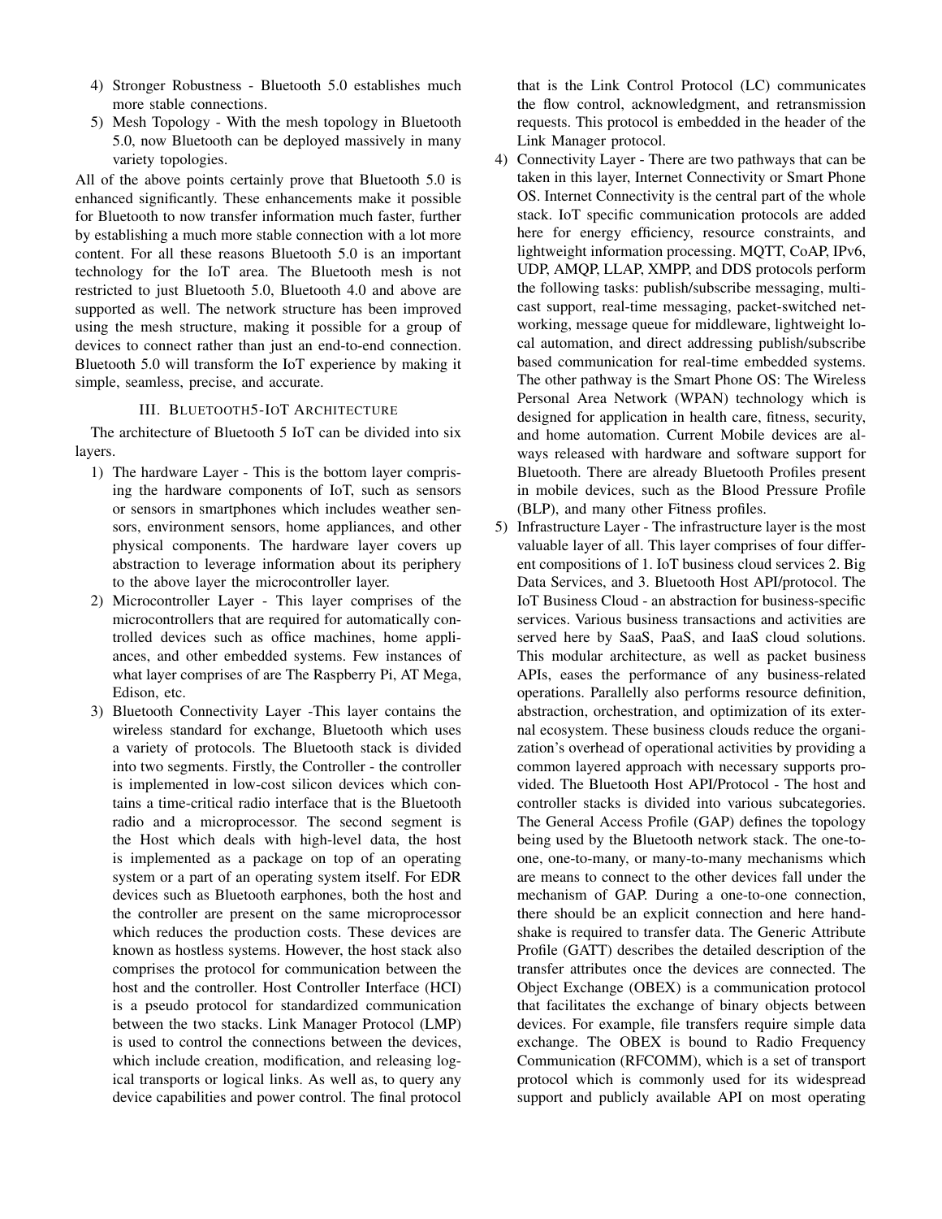4) Stronger Robustness - Bluetooth 5.0 establishes much more stable connections.
5) Mesh Topology - With the mesh topology in Bluetooth 5.0, now Bluetooth can be deployed massively in many variety topologies.

All of the above points certainly prove that Bluetooth 5.0 is enhanced significantly. These enhancements make it possible for Bluetooth to now transfer information much faster, further by establishing a much more stable connection with a lot more content. For all these reasons Bluetooth 5.0 is an important technology for the IoT area. The Bluetooth mesh is not restricted to just Bluetooth 5.0, Bluetooth 4.0 and above are supported as well. The network structure has been improved using the mesh structure, making it possible for a group of devices to connect rather than just an end-to-end connection. Bluetooth 5.0 will transform the IoT experience by making it simple, seamless, precise, and accurate.

## III. Bluetooth5-IoT Architecture

The architecture of Bluetooth 5 IoT can be divided into six layers.

1) The hardware Layer - This is the bottom layer comprising the hardware components of IoT, such as sensors or sensors in smartphones which includes weather sensors, environment sensors, home appliances, and other physical components. The hardware layer covers up abstraction to leverage information about its periphery to the above layer the microcontroller layer.
2) Microcontroller Layer - This layer comprises of the microcontrollers that are required for automatically controlled devices such as office machines, home appliances, and other embedded systems. Few instances of what layer comprises of are The Raspberry Pi, AT Mega, Edison, etc.
3) Bluetooth Connectivity Layer -This layer contains the wireless standard for exchange, Bluetooth which uses a variety of protocols. The Bluetooth stack is divided into two segments. Firstly, the Controller - the controller is implemented in low-cost silicon devices which contains a time-critical radio interface that is the Bluetooth radio and a microprocessor. The second segment is the Host which deals with high-level data, the host is implemented as a package on top of an operating system or a part of an operating system itself. For EDR devices such as Bluetooth earphones, both the host and the controller are present on the same microprocessor which reduces the production costs. These devices are known as hostless systems. However, the host stack also comprises the protocol for communication between the host and the controller. Host Controller Interface (HCI) is a pseudo protocol for standardized communication between the two stacks. Link Manager Protocol (LMP) is used to control the connections between the devices, which include creation, modification, and releasing logical transports or logical links. As well as, to query any device capabilities and power control. The final protocol that is the Link Control Protocol (LC) communicates the flow control, acknowledgment, and retransmission requests. This protocol is embedded in the header of the Link Manager protocol.
4) Connectivity Layer - There are two pathways that can be taken in this layer, Internet Connectivity or Smart Phone OS. Internet Connectivity is the central part of the whole stack. IoT specific communication protocols are added here for energy efficiency, resource constraints, and lightweight information processing. MQTT, CoAP, IPv6, UDP, AMQP, LLAP, XMPP, and DDS protocols perform the following tasks: publish/subscribe messaging, multicast support, real-time messaging, packet-switched networking, message queue for middleware, lightweight local automation, and direct addressing publish/subscribe based communication for real-time embedded systems. The other pathway is the Smart Phone OS: The Wireless Personal Area Network (WPAN) technology which is designed for application in health care, fitness, security, and home automation. Current Mobile devices are always released with hardware and software support for Bluetooth. There are already Bluetooth Profiles present in mobile devices, such as the Blood Pressure Profile (BLP), and many other Fitness profiles.
5) Infrastructure Layer - The infrastructure layer is the most valuable layer of all. This layer comprises of four different compositions of 1. IoT business cloud services 2. Big Data Services, and 3. Bluetooth Host API/protocol. The IoT Business Cloud - an abstraction for business-specific services. Various business transactions and activities are served here by SaaS, PaaS, and IaaS cloud solutions. This modular architecture, as well as packet business APIs, eases the performance of any business-related operations. Parallelly also performs resource definition, abstraction, orchestration, and optimization of its external ecosystem. These business clouds reduce the organization's overhead of operational activities by providing a common layered approach with necessary supports provided. The Bluetooth Host API/Protocol - The host and controller stacks is divided into various subcategories. The General Access Profile (GAP) defines the topology being used by the Bluetooth network stack. The one-to-one, one-to-many, or many-to-many mechanisms which are means to connect to the other devices fall under the mechanism of GAP. During a one-to-one connection, there should be an explicit connection and here handshake is required to transfer data. The Generic Attribute Profile (GATT) describes the detailed description of the transfer attributes once the devices are connected. The Object Exchange (OBEX) is a communication protocol that facilitates the exchange of binary objects between devices. For example, file transfers require simple data exchange. The OBEX is bound to Radio Frequency Communication (RFCOMM), which is a set of transport protocol which is commonly used for its widespread support and publicly available API on most operating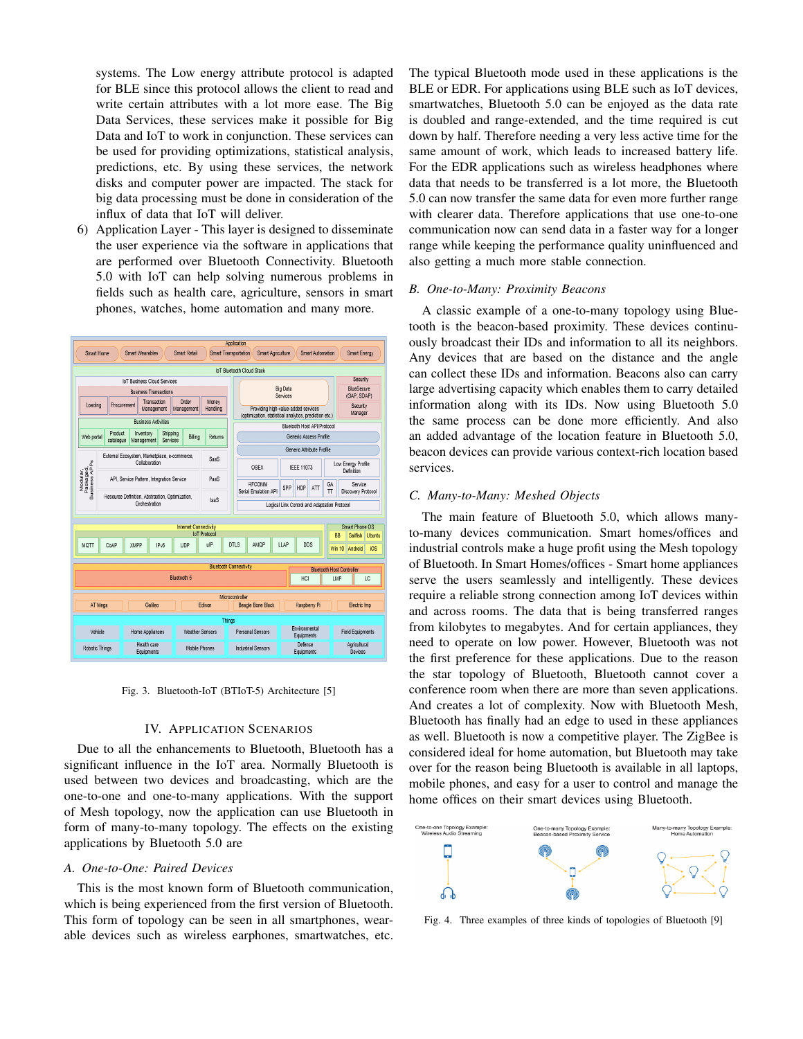systems. The Low energy attribute protocol is adapted for BLE since this protocol allows the client to read and write certain attributes with a lot more ease. The Big Data Services, these services make it possible for Big Data and IoT to work in conjunction. These services can be used for providing optimizations, statistical analysis, predictions, etc. By using these services, the network disks and computer power are impacted. The stack for big data processing must be done in consideration of the influx of data that IoT will deliver.

6) Application Layer - This layer is designed to disseminate the user experience via the software in applications that are performed over Bluetooth Connectivity. Bluetooth 5.0 with IoT can help solving numerous problems in fields such as health care, agriculture, sensors in smart phones, watches, home automation and many more.

Fig. 3. Bluetooth-IoT (BTIoT-5) Architecture [5]

## IV. Application Scenarios

Due to all the enhancements to Bluetooth, Bluetooth has a significant influence in the IoT area. Normally Bluetooth is used between two devices and broadcasting, which are the one-to-one and one-to-many applications. With the support of Mesh topology, now the application can use Bluetooth in form of many-to-many topology. The effects on the existing applications by Bluetooth 5.0 are

### A. *One-to-One: Paired Devices*

This is the most known form of Bluetooth communication, which is being experienced from the first version of Bluetooth. This form of topology can be seen in all smartphones, wearable devices such as wireless earphones, smartwatches, etc. The typical Bluetooth mode used in these applications is the BLE or EDR. For applications using BLE such as IoT devices, smartwatches, Bluetooth 5.0 can be enjoyed as the data rate is doubled and range-extended, and the time required is cut down by half. Therefore needing a very less active time for the same amount of work, which leads to increased battery life. For the EDR applications such as wireless headphones where data that needs to be transferred is a lot more, the Bluetooth 5.0 can now transfer the same data for even more further range with clearer data. Therefore applications that use one-to-one communication now can send data in a faster way for a longer range while keeping the performance quality uninfluenced and also getting a much more stable connection.

### B. *One-to-Many: Proximity Beacons*

A classic example of a one-to-many topology using Bluetooth is the beacon-based proximity. These devices continuously broadcast their IDs and information to all its neighbors. Any devices that are based on the distance and the angle can collect these IDs and information. Beacons also can carry large advertising capacity which enables them to carry detailed information along with its IDs. Now using Bluetooth 5.0 the same process can be done more efficiently. And also an added advantage of the location feature in Bluetooth 5.0, beacon devices can provide various context-rich location based services.

### C. *Many-to-Many: Meshed Objects*

The main feature of Bluetooth 5.0, which allows many-to-many devices communication. Smart homes/offices and industrial controls make a huge profit using the Mesh topology of Bluetooth. In Smart Homes/offices - Smart home appliances serve the users seamlessly and intelligently. These devices require a reliable strong connection among IoT devices within and across rooms. The data that is being transferred ranges from kilobytes to megabytes. And for certain appliances, they need to operate on low power. However, Bluetooth was not the first preference for these applications. Due to the reason the star topology of Bluetooth, Bluetooth cannot cover a conference room when there are more than seven applications. And creates a lot of complexity. Now with Bluetooth Mesh, Bluetooth has finally had an edge to used in these appliances as well. Bluetooth is now a competitive player. The ZigBee is considered ideal for home automation, but Bluetooth may take over for the reason being Bluetooth is available in all laptops, mobile phones, and easy for a user to control and manage the home offices on their smart devices using Bluetooth.

Fig. 4. Three examples of three kinds of topologies of Bluetooth [9]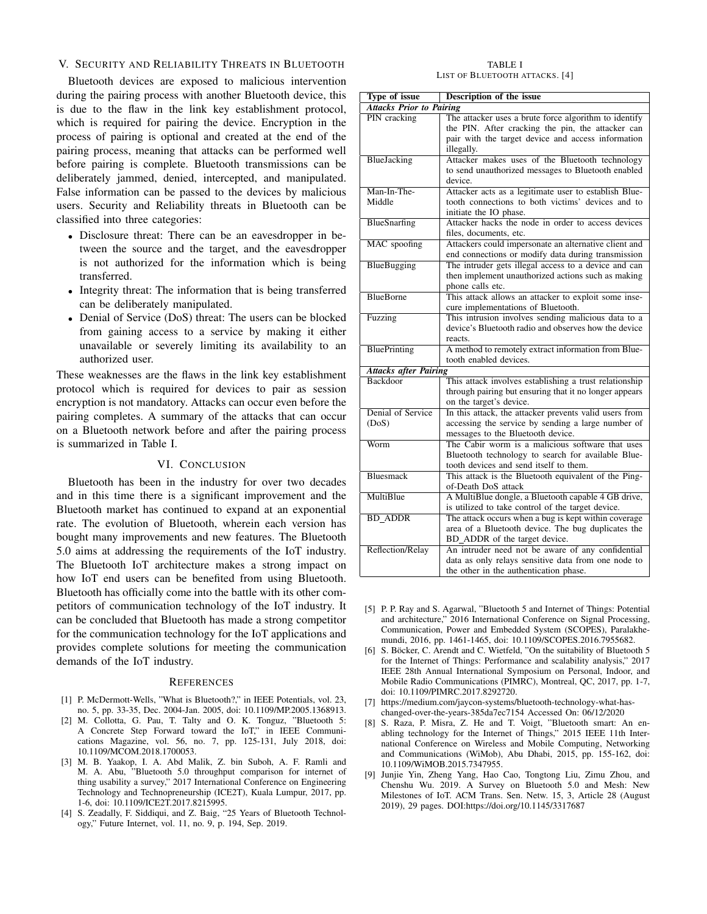## V. Security and Reliability Threats in Bluetooth

Bluetooth devices are exposed to malicious intervention during the pairing process with another Bluetooth device, this is due to the flaw in the link key establishment protocol, which is required for pairing the device. Encryption in the process of pairing is optional and created at the end of the pairing process, meaning that attacks can be performed well before pairing is complete. Bluetooth transmissions can be deliberately jammed, denied, intercepted, and manipulated. False information can be passed to the devices by malicious users. Security and Reliability threats in Bluetooth can be classified into three categories:

- Disclosure threat: There can be an eavesdropper in between the source and the target, and the eavesdropper is not authorized for the information which is being transferred.
- Integrity threat: The information that is being transferred can be deliberately manipulated.
- Denial of Service (DoS) threat: The users can be blocked from gaining access to a service by making it either unavailable or severely limiting its availability to an authorized user.

These weaknesses are the flaws in the link key establishment protocol which is required for devices to pair as session encryption is not mandatory. Attacks can occur even before the pairing completes. A summary of the attacks that can occur on a Bluetooth network before and after the pairing process is summarized in Table I.

TABLE I
List of Bluetooth attacks. [4]

| Type of issue | Description of the issue |
|---|---|
| ***Attacks Prior to Pairing*** | |
| PIN cracking | The attacker uses a brute force algorithm to identify the PIN. After cracking the pin, the attacker can pair with the target device and access information illegally. |
| BlueJacking | Attacker makes uses of the Bluetooth technology to send unauthorized messages to Bluetooth enabled device. |
| Man-In-The-Middle | Attacker acts as a legitimate user to establish Bluetooth connections to both victims' devices and to initiate the IO phase. |
| BlueSnarfing | Attacker hacks the node in order to access devices files, documents, etc. |
| MAC spoofing | Attackers could impersonate an alternative client and end connections or modify data during transmission |
| BlueBugging | The intruder gets illegal access to a device and can then implement unauthorized actions such as making phone calls etc. |
| BlueBorne | This attack allows an attacker to exploit some insecure implementations of Bluetooth. |
| Fuzzing | This intrusion involves sending malicious data to a device's Bluetooth radio and observes how the device reacts. |
| BluePrinting | A method to remotely extract information from Bluetooth enabled devices. |
| ***Attacks after Pairing*** | |
| Backdoor | This attack involves establishing a trust relationship through pairing but ensuring that it no longer appears on the target's device. |
| Denial of Service (DoS) | In this attack, the attacker prevents valid users from accessing the service by sending a large number of messages to the Bluetooth device. |
| Worm | The Cabir worm is a malicious software that uses Bluetooth technology to search for available Bluetooth devices and send itself to them. |
| Bluesmack | This attack is the Bluetooth equivalent of the Ping-of-Death DoS attack |
| MultiBlue | A MultiBlue dongle, a Bluetooth capable 4 GB drive, is utilized to take control of the target device. |
| BD_ADDR | The attack occurs when a bug is kept within coverage area of a Bluetooth device. The bug duplicates the BD_ADDR of the target device. |
| Reflection/Relay | An intruder need not be aware of any confidential data as only relays sensitive data from one node to the other in the authentication phase. |

## VI. Conclusion

Bluetooth has been in the industry for over two decades and in this time there is a significant improvement and the Bluetooth market has continued to expand at an exponential rate. The evolution of Bluetooth, wherein each version has bought many improvements and new features. The Bluetooth 5.0 aims at addressing the requirements of the IoT industry. The Bluetooth IoT architecture makes a strong impact on how IoT end users can be benefited from using Bluetooth. Bluetooth has officially come into the battle with its other competitors of communication technology of the IoT industry. It can be concluded that Bluetooth has made a strong competitor for the communication technology for the IoT applications and provides complete solutions for meeting the communication demands of the IoT industry.

## References

[1] P. McDermott-Wells, "What is Bluetooth?," in IEEE Potentials, vol. 23, no. 5, pp. 33-35, Dec. 2004-Jan. 2005, doi: 10.1109/MP.2005.1368913.

[2] M. Collotta, G. Pau, T. Talty and O. K. Tonguz, "Bluetooth 5: A Concrete Step Forward toward the IoT," in IEEE Communications Magazine, vol. 56, no. 7, pp. 125-131, July 2018, doi: 10.1109/MCOM.2018.1700053.

[3] M. B. Yaakop, I. A. Abd Malik, Z. bin Suboh, A. F. Ramli and M. A. Abu, "Bluetooth 5.0 throughput comparison for internet of thing usability a survey," 2017 International Conference on Engineering Technology and Technopreneurship (ICE2T), Kuala Lumpur, 2017, pp. 1-6, doi: 10.1109/ICE2T.2017.8215995.

[4] S. Zeadally, F. Siddiqui, and Z. Baig, "25 Years of Bluetooth Technology," Future Internet, vol. 11, no. 9, p. 194, Sep. 2019.

[5] P. P. Ray and S. Agarwal, "Bluetooth 5 and Internet of Things: Potential and architecture," 2016 International Conference on Signal Processing, Communication, Power and Embedded System (SCOPES), Paralakhemundi, 2016, pp. 1461-1465, doi: 10.1109/SCOPES.2016.7955682.

[6] S. Böcker, C. Arendt and C. Wietfeld, "On the suitability of Bluetooth 5 for the Internet of Things: Performance and scalability analysis," 2017 IEEE 28th Annual International Symposium on Personal, Indoor, and Mobile Radio Communications (PIMRC), Montreal, QC, 2017, pp. 1-7, doi: 10.1109/PIMRC.2017.8292720.

[7] https://medium.com/jaycon-systems/bluetooth-technology-what-has-changed-over-the-years-385da7ec7154 Accessed On: 06/12/2020

[8] S. Raza, P. Misra, Z. He and T. Voigt, "Bluetooth smart: An enabling technology for the Internet of Things," 2015 IEEE 11th International Conference on Wireless and Mobile Computing, Networking and Communications (WiMob), Abu Dhabi, 2015, pp. 155-162, doi: 10.1109/WiMOB.2015.7347955.

[9] Junjie Yin, Zheng Yang, Hao Cao, Tongtong Liu, Zimu Zhou, and Chenshu Wu. 2019. A Survey on Bluetooth 5.0 and Mesh: New Milestones of IoT. ACM Trans. Sen. Netw. 15, 3, Article 28 (August 2019), 29 pages. DOI:https://doi.org/10.1145/3317687